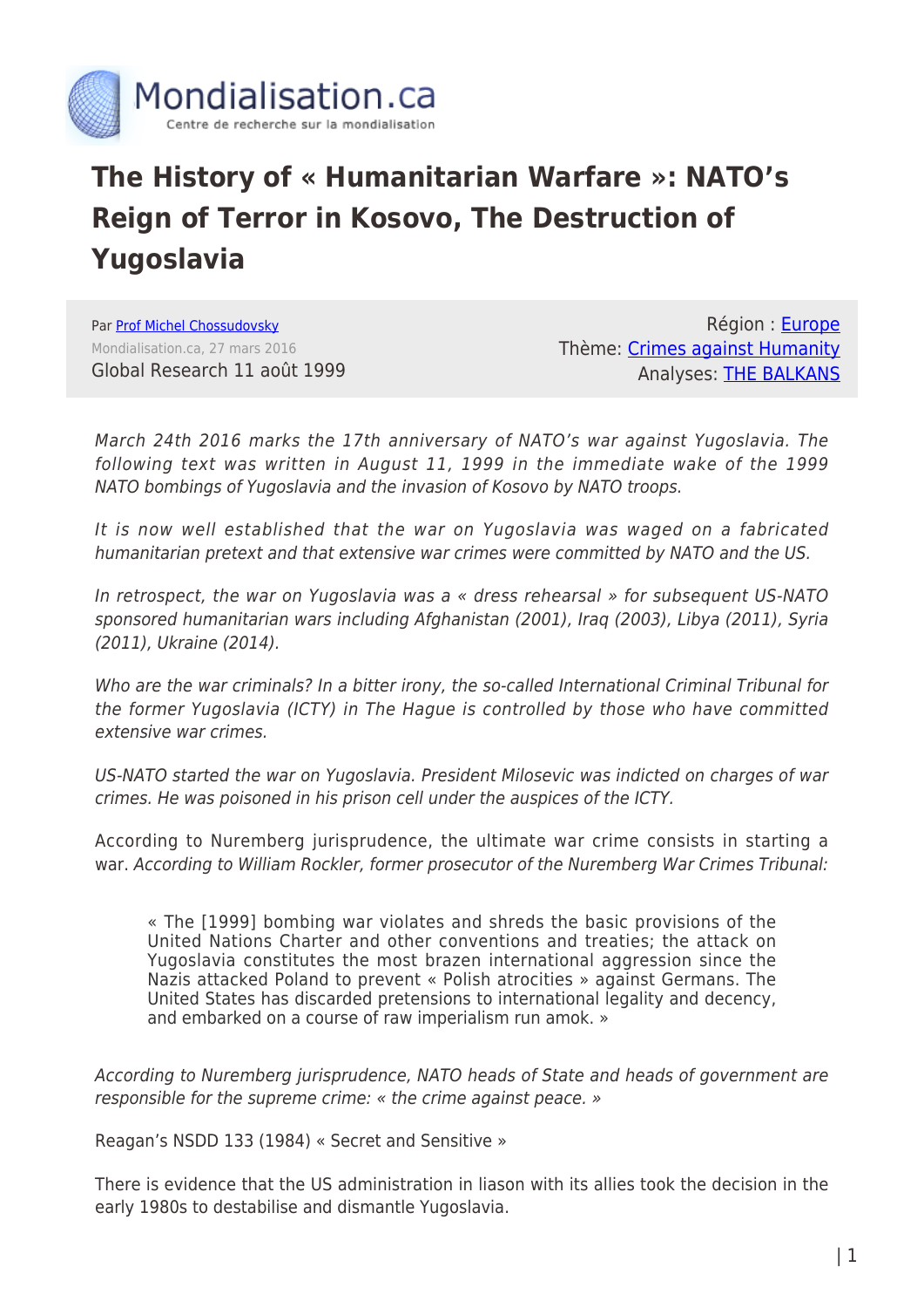# The History of « Humanitarian Warfare »: NATO's Reign of Terror in Kosovo, The Destruction of Yugoslavia

Par Prof Michel Chossudovsky
Mondialisation.ca, 27 mars 2016
Global Research 11 août 1999

Région : Europe
Thème: Crimes against Humanity
Analyses: THE BALKANS

*March 24th 2016 marks the 17th anniversary of NATO's war against Yugoslavia. The following text was written in August 11, 1999 in the immediate wake of the 1999 NATO bombings of Yugoslavia and the invasion of Kosovo by NATO troops.*

*It is now well established that the war on Yugoslavia was waged on a fabricated humanitarian pretext and that extensive war crimes were committed by NATO and the US.*

*In retrospect, the war on Yugoslavia was a « dress rehearsal » for subsequent US-NATO sponsored humanitarian wars including Afghanistan (2001), Iraq (2003), Libya (2011), Syria (2011), Ukraine (2014).*

*Who are the war criminals? In a bitter irony, the so-called International Criminal Tribunal for the former Yugoslavia (ICTY) in The Hague is controlled by those who have committed extensive war crimes.*

*US-NATO started the war on Yugoslavia. President Milosevic was indicted on charges of war crimes. He was poisoned in his prison cell under the auspices of the ICTY.*

According to Nuremberg jurisprudence, the ultimate war crime consists in starting a war. *According to William Rockler, former prosecutor of the Nuremberg War Crimes Tribunal:*

> « The [1999] bombing war violates and shreds the basic provisions of the United Nations Charter and other conventions and treaties; the attack on Yugoslavia constitutes the most brazen international aggression since the Nazis attacked Poland to prevent « Polish atrocities » against Germans. The United States has discarded pretensions to international legality and decency, and embarked on a course of raw imperialism run amok. »

*According to Nuremberg jurisprudence, NATO heads of State and heads of government are responsible for the supreme crime: « the crime against peace. »*

Reagan's NSDD 133 (1984) « Secret and Sensitive »

There is evidence that the US administration in liason with its allies took the decision in the early 1980s to destabilise and dismantle Yugoslavia.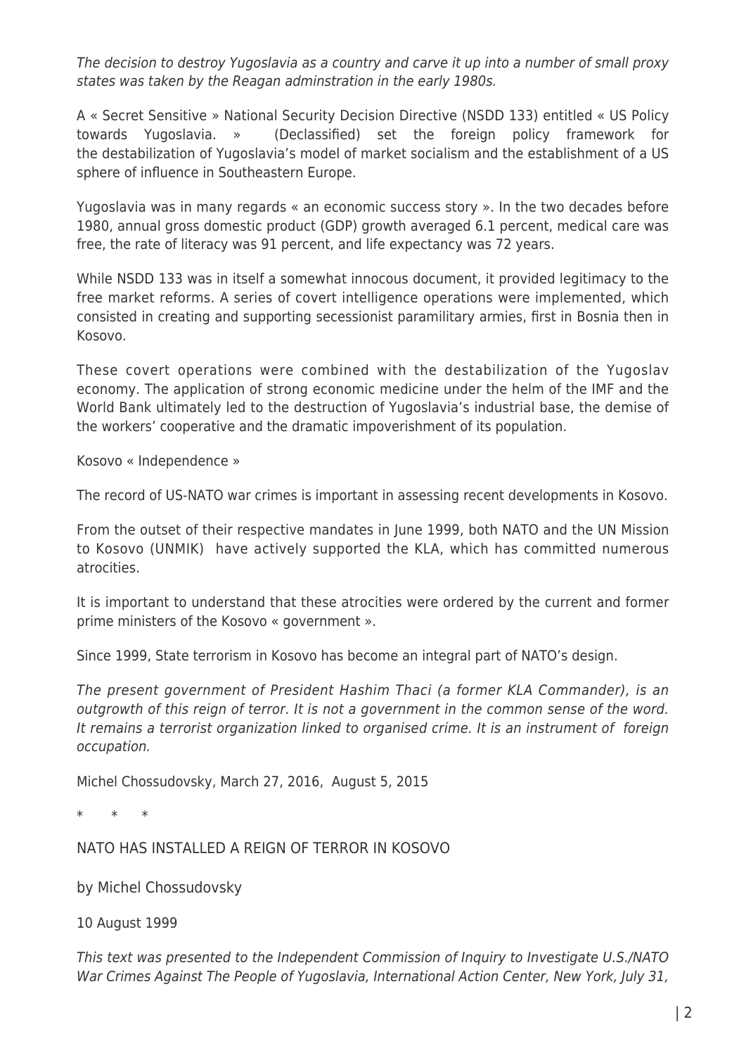*The decision to destroy Yugoslavia as a country and carve it up into a number of small proxy states was taken by the Reagan adminstration in the early 1980s.*

A « Secret Sensitive » National Security Decision Directive (NSDD 133) entitled « US Policy towards Yugoslavia. » (Declassified) set the foreign policy framework for the destabilization of Yugoslavia's model of market socialism and the establishment of a US sphere of influence in Southeastern Europe.

Yugoslavia was in many regards « an economic success story ». In the two decades before 1980, annual gross domestic product (GDP) growth averaged 6.1 percent, medical care was free, the rate of literacy was 91 percent, and life expectancy was 72 years.

While NSDD 133 was in itself a somewhat innocous document, it provided legitimacy to the free market reforms. A series of covert intelligence operations were implemented, which consisted in creating and supporting secessionist paramilitary armies, first in Bosnia then in Kosovo.

These covert operations were combined with the destabilization of the Yugoslav economy. The application of strong economic medicine under the helm of the IMF and the World Bank ultimately led to the destruction of Yugoslavia's industrial base, the demise of the workers' cooperative and the dramatic impoverishment of its population.

Kosovo « Independence »

The record of US-NATO war crimes is important in assessing recent developments in Kosovo.

From the outset of their respective mandates in June 1999, both NATO and the UN Mission to Kosovo (UNMIK) have actively supported the KLA, which has committed numerous atrocities.

It is important to understand that these atrocities were ordered by the current and former prime ministers of the Kosovo « government ».

Since 1999, State terrorism in Kosovo has become an integral part of NATO's design.

*The present government of President Hashim Thaci (a former KLA Commander), is an outgrowth of this reign of terror. It is not a government in the common sense of the word. It remains a terrorist organization linked to organised crime. It is an instrument of foreign occupation.*

Michel Chossudovsky, March 27, 2016, August 5, 2015

\* \* \*

NATO HAS INSTALLED A REIGN OF TERROR IN KOSOVO

by Michel Chossudovsky

10 August 1999

*This text was presented to the Independent Commission of Inquiry to Investigate U.S./NATO War Crimes Against The People of Yugoslavia, International Action Center, New York, July 31,*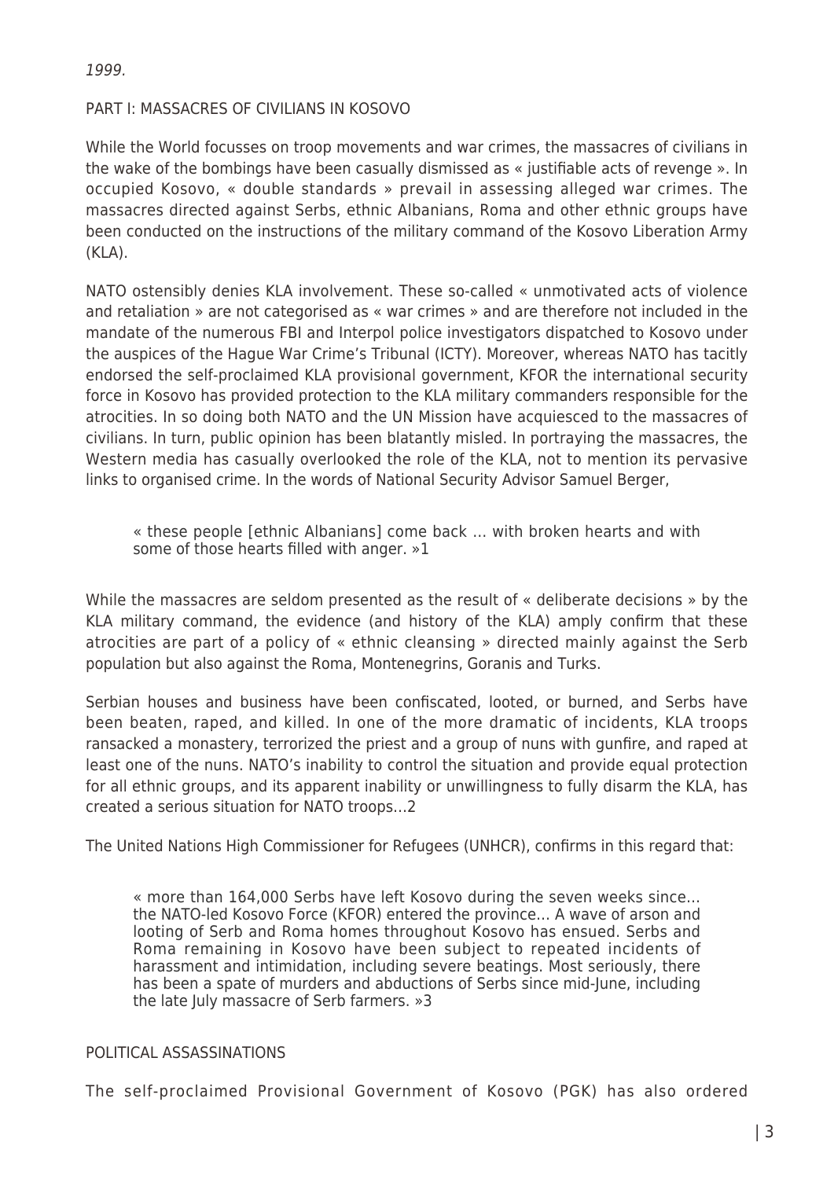*1999.*

PART I: MASSACRES OF CIVILIANS IN KOSOVO

While the World focusses on troop movements and war crimes, the massacres of civilians in the wake of the bombings have been casually dismissed as « justifiable acts of revenge ». In occupied Kosovo, « double standards » prevail in assessing alleged war crimes. The massacres directed against Serbs, ethnic Albanians, Roma and other ethnic groups have been conducted on the instructions of the military command of the Kosovo Liberation Army (KLA).

NATO ostensibly denies KLA involvement. These so-called « unmotivated acts of violence and retaliation » are not categorised as « war crimes » and are therefore not included in the mandate of the numerous FBI and Interpol police investigators dispatched to Kosovo under the auspices of the Hague War Crime's Tribunal (ICTY). Moreover, whereas NATO has tacitly endorsed the self-proclaimed KLA provisional government, KFOR the international security force in Kosovo has provided protection to the KLA military commanders responsible for the atrocities. In so doing both NATO and the UN Mission have acquiesced to the massacres of civilians. In turn, public opinion has been blatantly misled. In portraying the massacres, the Western media has casually overlooked the role of the KLA, not to mention its pervasive links to organised crime. In the words of National Security Advisor Samuel Berger,

> « these people [ethnic Albanians] come back … with broken hearts and with some of those hearts filled with anger. »1

While the massacres are seldom presented as the result of « deliberate decisions » by the KLA military command, the evidence (and history of the KLA) amply confirm that these atrocities are part of a policy of « ethnic cleansing » directed mainly against the Serb population but also against the Roma, Montenegrins, Goranis and Turks.

Serbian houses and business have been confiscated, looted, or burned, and Serbs have been beaten, raped, and killed. In one of the more dramatic of incidents, KLA troops ransacked a monastery, terrorized the priest and a group of nuns with gunfire, and raped at least one of the nuns. NATO's inability to control the situation and provide equal protection for all ethnic groups, and its apparent inability or unwillingness to fully disarm the KLA, has created a serious situation for NATO troops…2

The United Nations High Commissioner for Refugees (UNHCR), confirms in this regard that:

> « more than 164,000 Serbs have left Kosovo during the seven weeks since… the NATO-led Kosovo Force (KFOR) entered the province… A wave of arson and looting of Serb and Roma homes throughout Kosovo has ensued. Serbs and Roma remaining in Kosovo have been subject to repeated incidents of harassment and intimidation, including severe beatings. Most seriously, there has been a spate of murders and abductions of Serbs since mid-June, including the late July massacre of Serb farmers. »3

POLITICAL ASSASSINATIONS

The self-proclaimed Provisional Government of Kosovo (PGK) has also ordered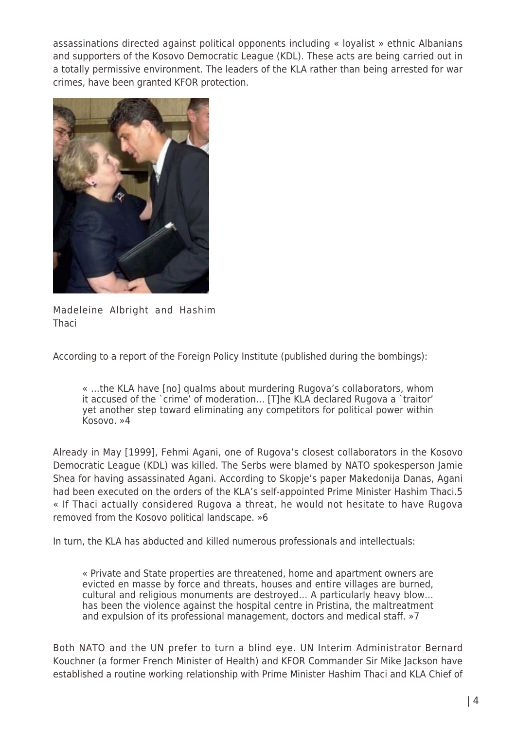assassinations directed against political opponents including « loyalist » ethnic Albanians and supporters of the Kosovo Democratic League (KDL). These acts are being carried out in a totally permissive environment. The leaders of the KLA rather than being arrested for war crimes, have been granted KFOR protection.

Madeleine Albright and Hashim Thaci

According to a report of the Foreign Policy Institute (published during the bombings):

> « …the KLA have [no] qualms about murdering Rugova's collaborators, whom it accused of the `crime' of moderation… [T]he KLA declared Rugova a `traitor' yet another step toward eliminating any competitors for political power within Kosovo. »4

Already in May [1999], Fehmi Agani, one of Rugova's closest collaborators in the Kosovo Democratic League (KDL) was killed. The Serbs were blamed by NATO spokesperson Jamie Shea for having assassinated Agani. According to Skopje's paper Makedonija Danas, Agani had been executed on the orders of the KLA's self-appointed Prime Minister Hashim Thaci.5 « If Thaci actually considered Rugova a threat, he would not hesitate to have Rugova removed from the Kosovo political landscape. »6

In turn, the KLA has abducted and killed numerous professionals and intellectuals:

> « Private and State properties are threatened, home and apartment owners are evicted en masse by force and threats, houses and entire villages are burned, cultural and religious monuments are destroyed… A particularly heavy blow… has been the violence against the hospital centre in Pristina, the maltreatment and expulsion of its professional management, doctors and medical staff. »7

Both NATO and the UN prefer to turn a blind eye. UN Interim Administrator Bernard Kouchner (a former French Minister of Health) and KFOR Commander Sir Mike Jackson have established a routine working relationship with Prime Minister Hashim Thaci and KLA Chief of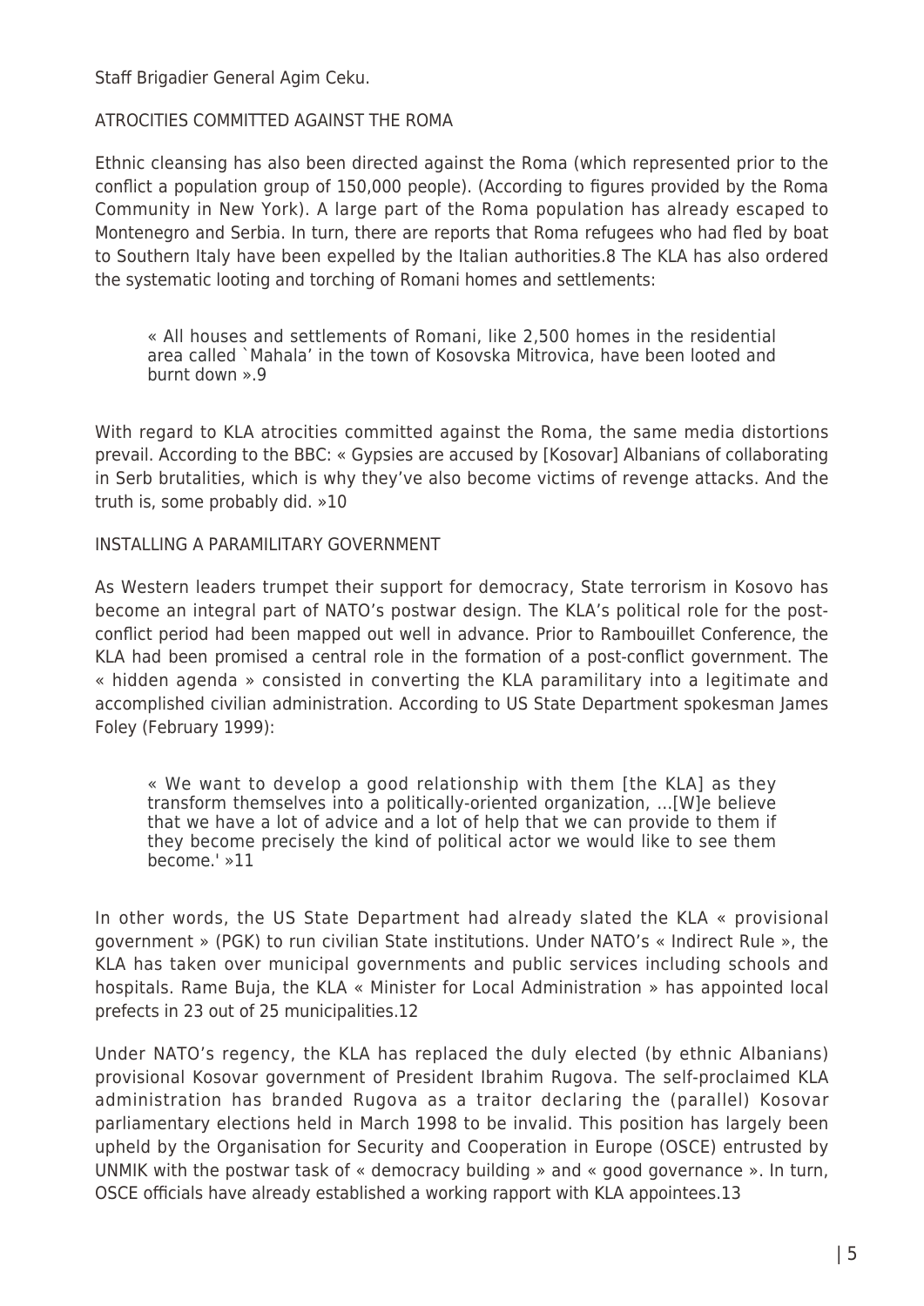Staff Brigadier General Agim Ceku.

## ATROCITIES COMMITTED AGAINST THE ROMA

Ethnic cleansing has also been directed against the Roma (which represented prior to the conflict a population group of 150,000 people). (According to figures provided by the Roma Community in New York). A large part of the Roma population has already escaped to Montenegro and Serbia. In turn, there are reports that Roma refugees who had fled by boat to Southern Italy have been expelled by the Italian authorities.8 The KLA has also ordered the systematic looting and torching of Romani homes and settlements:

> « All houses and settlements of Romani, like 2,500 homes in the residential area called `Mahala' in the town of Kosovska Mitrovica, have been looted and burnt down ».9

With regard to KLA atrocities committed against the Roma, the same media distortions prevail. According to the BBC: « Gypsies are accused by [Kosovar] Albanians of collaborating in Serb brutalities, which is why they've also become victims of revenge attacks. And the truth is, some probably did. »10

## INSTALLING A PARAMILITARY GOVERNMENT

As Western leaders trumpet their support for democracy, State terrorism in Kosovo has become an integral part of NATO's postwar design. The KLA's political role for the post-conflict period had been mapped out well in advance. Prior to Rambouillet Conference, the KLA had been promised a central role in the formation of a post-conflict government. The « hidden agenda » consisted in converting the KLA paramilitary into a legitimate and accomplished civilian administration. According to US State Department spokesman James Foley (February 1999):

> « We want to develop a good relationship with them [the KLA] as they transform themselves into a politically-oriented organization, …[W]e believe that we have a lot of advice and a lot of help that we can provide to them if they become precisely the kind of political actor we would like to see them become.' »11

In other words, the US State Department had already slated the KLA « provisional government » (PGK) to run civilian State institutions. Under NATO's « Indirect Rule », the KLA has taken over municipal governments and public services including schools and hospitals. Rame Buja, the KLA « Minister for Local Administration » has appointed local prefects in 23 out of 25 municipalities.12

Under NATO's regency, the KLA has replaced the duly elected (by ethnic Albanians) provisional Kosovar government of President Ibrahim Rugova. The self-proclaimed KLA administration has branded Rugova as a traitor declaring the (parallel) Kosovar parliamentary elections held in March 1998 to be invalid. This position has largely been upheld by the Organisation for Security and Cooperation in Europe (OSCE) entrusted by UNMIK with the postwar task of « democracy building » and « good governance ». In turn, OSCE officials have already established a working rapport with KLA appointees.13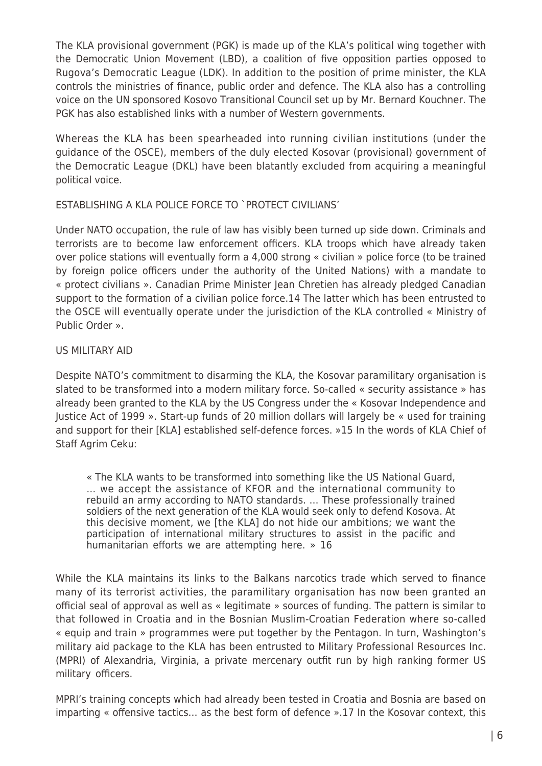The KLA provisional government (PGK) is made up of the KLA's political wing together with the Democratic Union Movement (LBD), a coalition of five opposition parties opposed to Rugova's Democratic League (LDK). In addition to the position of prime minister, the KLA controls the ministries of finance, public order and defence. The KLA also has a controlling voice on the UN sponsored Kosovo Transitional Council set up by Mr. Bernard Kouchner. The PGK has also established links with a number of Western governments.

Whereas the KLA has been spearheaded into running civilian institutions (under the guidance of the OSCE), members of the duly elected Kosovar (provisional) government of the Democratic League (DKL) have been blatantly excluded from acquiring a meaningful political voice.

## ESTABLISHING A KLA POLICE FORCE TO `PROTECT CIVILIANS'

Under NATO occupation, the rule of law has visibly been turned up side down. Criminals and terrorists are to become law enforcement officers. KLA troops which have already taken over police stations will eventually form a 4,000 strong « civilian » police force (to be trained by foreign police officers under the authority of the United Nations) with a mandate to « protect civilians ». Canadian Prime Minister Jean Chretien has already pledged Canadian support to the formation of a civilian police force.[14] The latter which has been entrusted to the OSCE will eventually operate under the jurisdiction of the KLA controlled « Ministry of Public Order ».

## US MILITARY AID

Despite NATO's commitment to disarming the KLA, the Kosovar paramilitary organisation is slated to be transformed into a modern military force. So-called « security assistance » has already been granted to the KLA by the US Congress under the « Kosovar Independence and Justice Act of 1999 ». Start-up funds of 20 million dollars will largely be « used for training and support for their [KLA] established self-defence forces. »[15] In the words of KLA Chief of Staff Agrim Ceku:

> « The KLA wants to be transformed into something like the US National Guard, … we accept the assistance of KFOR and the international community to rebuild an army according to NATO standards. … These professionally trained soldiers of the next generation of the KLA would seek only to defend Kosova. At this decisive moment, we [the KLA] do not hide our ambitions; we want the participation of international military structures to assist in the pacific and humanitarian efforts we are attempting here. » [16]

While the KLA maintains its links to the Balkans narcotics trade which served to finance many of its terrorist activities, the paramilitary organisation has now been granted an official seal of approval as well as « legitimate » sources of funding. The pattern is similar to that followed in Croatia and in the Bosnian Muslim-Croatian Federation where so-called « equip and train » programmes were put together by the Pentagon. In turn, Washington's military aid package to the KLA has been entrusted to Military Professional Resources Inc. (MPRI) of Alexandria, Virginia, a private mercenary outfit run by high ranking former US military officers.

MPRI's training concepts which had already been tested in Croatia and Bosnia are based on imparting « offensive tactics… as the best form of defence ».[17] In the Kosovar context, this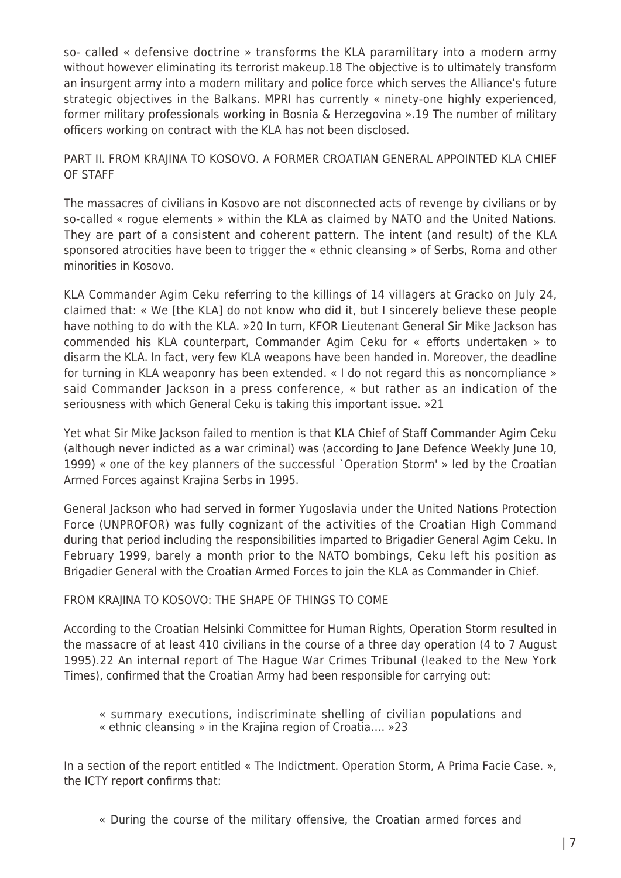so- called « defensive doctrine » transforms the KLA paramilitary into a modern army without however eliminating its terrorist makeup.18 The objective is to ultimately transform an insurgent army into a modern military and police force which serves the Alliance's future strategic objectives in the Balkans. MPRI has currently « ninety-one highly experienced, former military professionals working in Bosnia & Herzegovina ».19 The number of military officers working on contract with the KLA has not been disclosed.

## PART II. FROM KRAJINA TO KOSOVO. A FORMER CROATIAN GENERAL APPOINTED KLA CHIEF OF STAFF

The massacres of civilians in Kosovo are not disconnected acts of revenge by civilians or by so-called « rogue elements » within the KLA as claimed by NATO and the United Nations. They are part of a consistent and coherent pattern. The intent (and result) of the KLA sponsored atrocities have been to trigger the « ethnic cleansing » of Serbs, Roma and other minorities in Kosovo.

KLA Commander Agim Ceku referring to the killings of 14 villagers at Gracko on July 24, claimed that: « We [the KLA] do not know who did it, but I sincerely believe these people have nothing to do with the KLA. »20 In turn, KFOR Lieutenant General Sir Mike Jackson has commended his KLA counterpart, Commander Agim Ceku for « efforts undertaken » to disarm the KLA. In fact, very few KLA weapons have been handed in. Moreover, the deadline for turning in KLA weaponry has been extended. « I do not regard this as noncompliance » said Commander Jackson in a press conference, « but rather as an indication of the seriousness with which General Ceku is taking this important issue. »21

Yet what Sir Mike Jackson failed to mention is that KLA Chief of Staff Commander Agim Ceku (although never indicted as a war criminal) was (according to Jane Defence Weekly June 10, 1999) « one of the key planners of the successful `Operation Storm' » led by the Croatian Armed Forces against Krajina Serbs in 1995.

General Jackson who had served in former Yugoslavia under the United Nations Protection Force (UNPROFOR) was fully cognizant of the activities of the Croatian High Command during that period including the responsibilities imparted to Brigadier General Agim Ceku. In February 1999, barely a month prior to the NATO bombings, Ceku left his position as Brigadier General with the Croatian Armed Forces to join the KLA as Commander in Chief.

## FROM KRAJINA TO KOSOVO: THE SHAPE OF THINGS TO COME

According to the Croatian Helsinki Committee for Human Rights, Operation Storm resulted in the massacre of at least 410 civilians in the course of a three day operation (4 to 7 August 1995).22 An internal report of The Hague War Crimes Tribunal (leaked to the New York Times), confirmed that the Croatian Army had been responsible for carrying out:

> « summary executions, indiscriminate shelling of civilian populations and « ethnic cleansing » in the Krajina region of Croatia…. »23

In a section of the report entitled « The Indictment. Operation Storm, A Prima Facie Case. », the ICTY report confirms that:

> « During the course of the military offensive, the Croatian armed forces and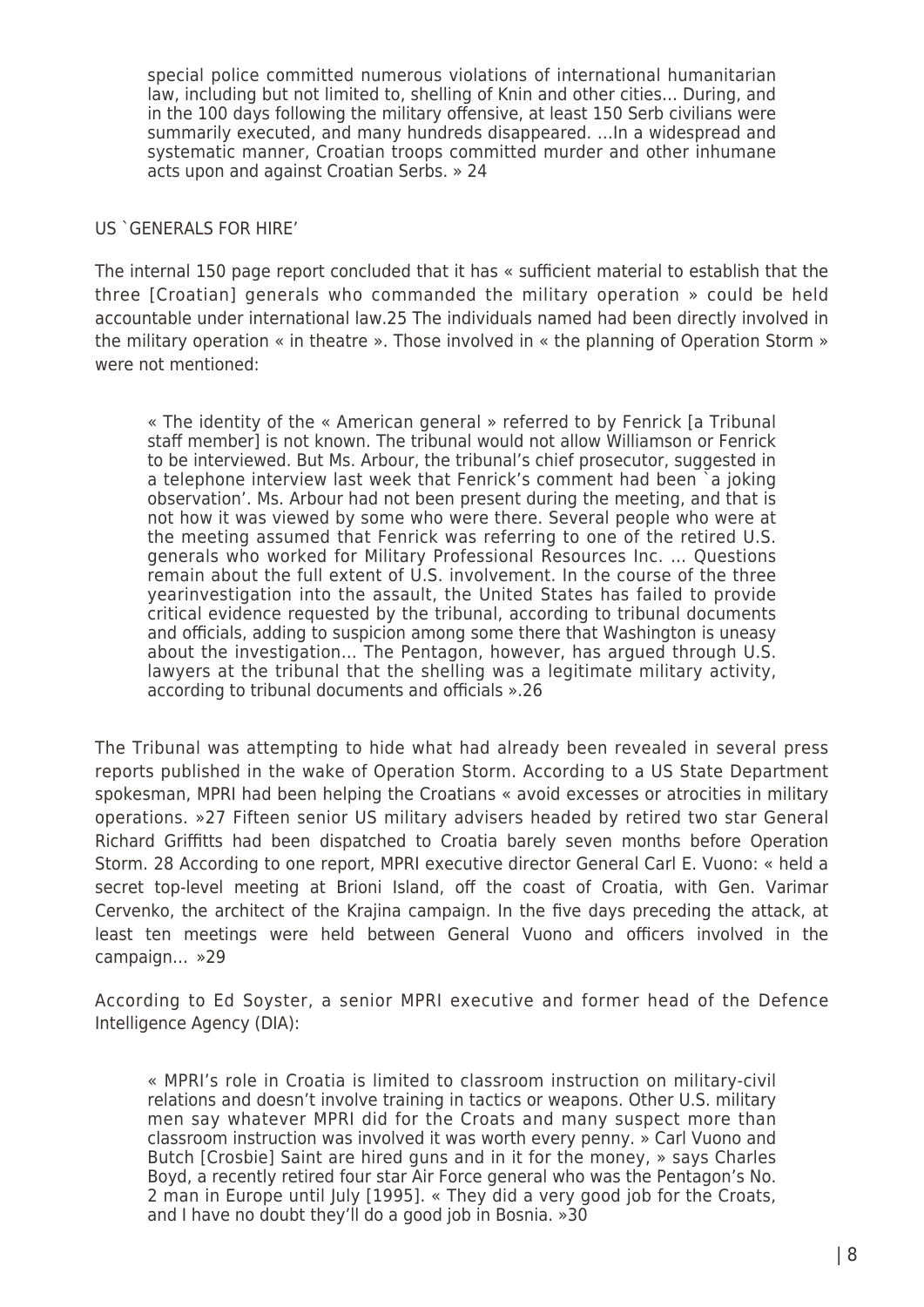> special police committed numerous violations of international humanitarian law, including but not limited to, shelling of Knin and other cities… During, and in the 100 days following the military offensive, at least 150 Serb civilians were summarily executed, and many hundreds disappeared. …In a widespread and systematic manner, Croatian troops committed murder and other inhumane acts upon and against Croatian Serbs. » 24

## US `GENERALS FOR HIRE'

The internal 150 page report concluded that it has « sufficient material to establish that the three [Croatian] generals who commanded the military operation » could be held accountable under international law.25 The individuals named had been directly involved in the military operation « in theatre ». Those involved in « the planning of Operation Storm » were not mentioned:

> « The identity of the « American general » referred to by Fenrick [a Tribunal staff member] is not known. The tribunal would not allow Williamson or Fenrick to be interviewed. But Ms. Arbour, the tribunal's chief prosecutor, suggested in a telephone interview last week that Fenrick's comment had been `a joking observation'. Ms. Arbour had not been present during the meeting, and that is not how it was viewed by some who were there. Several people who were at the meeting assumed that Fenrick was referring to one of the retired U.S. generals who worked for Military Professional Resources Inc. … Questions remain about the full extent of U.S. involvement. In the course of the three yearinvestigation into the assault, the United States has failed to provide critical evidence requested by the tribunal, according to tribunal documents and officials, adding to suspicion among some there that Washington is uneasy about the investigation… The Pentagon, however, has argued through U.S. lawyers at the tribunal that the shelling was a legitimate military activity, according to tribunal documents and officials ».26

The Tribunal was attempting to hide what had already been revealed in several press reports published in the wake of Operation Storm. According to a US State Department spokesman, MPRI had been helping the Croatians « avoid excesses or atrocities in military operations. »27 Fifteen senior US military advisers headed by retired two star General Richard Griffitts had been dispatched to Croatia barely seven months before Operation Storm. 28 According to one report, MPRI executive director General Carl E. Vuono: « held a secret top-level meeting at Brioni Island, off the coast of Croatia, with Gen. Varimar Cervenko, the architect of the Krajina campaign. In the five days preceding the attack, at least ten meetings were held between General Vuono and officers involved in the campaign… »29

According to Ed Soyster, a senior MPRI executive and former head of the Defence Intelligence Agency (DIA):

> « MPRI's role in Croatia is limited to classroom instruction on military-civil relations and doesn't involve training in tactics or weapons. Other U.S. military men say whatever MPRI did for the Croats and many suspect more than classroom instruction was involved it was worth every penny. » Carl Vuono and Butch [Crosbie] Saint are hired guns and in it for the money, » says Charles Boyd, a recently retired four star Air Force general who was the Pentagon's No. 2 man in Europe until July [1995]. « They did a very good job for the Croats, and I have no doubt they'll do a good job in Bosnia. »30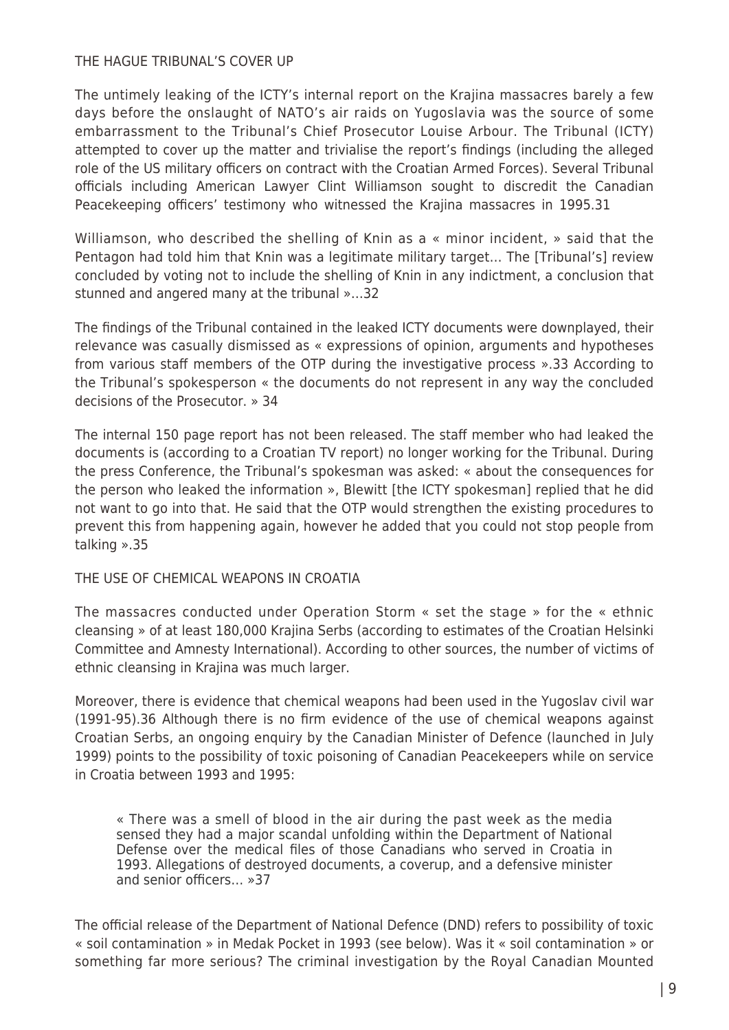## THE HAGUE TRIBUNAL'S COVER UP

The untimely leaking of the ICTY's internal report on the Krajina massacres barely a few days before the onslaught of NATO's air raids on Yugoslavia was the source of some embarrassment to the Tribunal's Chief Prosecutor Louise Arbour. The Tribunal (ICTY) attempted to cover up the matter and trivialise the report's findings (including the alleged role of the US military officers on contract with the Croatian Armed Forces). Several Tribunal officials including American Lawyer Clint Williamson sought to discredit the Canadian Peacekeeping officers' testimony who witnessed the Krajina massacres in 1995.31

Williamson, who described the shelling of Knin as a « minor incident, » said that the Pentagon had told him that Knin was a legitimate military target… The [Tribunal's] review concluded by voting not to include the shelling of Knin in any indictment, a conclusion that stunned and angered many at the tribunal »…32

The findings of the Tribunal contained in the leaked ICTY documents were downplayed, their relevance was casually dismissed as « expressions of opinion, arguments and hypotheses from various staff members of the OTP during the investigative process ».33 According to the Tribunal's spokesperson « the documents do not represent in any way the concluded decisions of the Prosecutor. » 34

The internal 150 page report has not been released. The staff member who had leaked the documents is (according to a Croatian TV report) no longer working for the Tribunal. During the press Conference, the Tribunal's spokesman was asked: « about the consequences for the person who leaked the information », Blewitt [the ICTY spokesman] replied that he did not want to go into that. He said that the OTP would strengthen the existing procedures to prevent this from happening again, however he added that you could not stop people from talking ».35

## THE USE OF CHEMICAL WEAPONS IN CROATIA

The massacres conducted under Operation Storm « set the stage » for the « ethnic cleansing » of at least 180,000 Krajina Serbs (according to estimates of the Croatian Helsinki Committee and Amnesty International). According to other sources, the number of victims of ethnic cleansing in Krajina was much larger.

Moreover, there is evidence that chemical weapons had been used in the Yugoslav civil war (1991-95).36 Although there is no firm evidence of the use of chemical weapons against Croatian Serbs, an ongoing enquiry by the Canadian Minister of Defence (launched in July 1999) points to the possibility of toxic poisoning of Canadian Peacekeepers while on service in Croatia between 1993 and 1995:

> « There was a smell of blood in the air during the past week as the media sensed they had a major scandal unfolding within the Department of National Defense over the medical files of those Canadians who served in Croatia in 1993. Allegations of destroyed documents, a coverup, and a defensive minister and senior officers… »37

The official release of the Department of National Defence (DND) refers to possibility of toxic « soil contamination » in Medak Pocket in 1993 (see below). Was it « soil contamination » or something far more serious? The criminal investigation by the Royal Canadian Mounted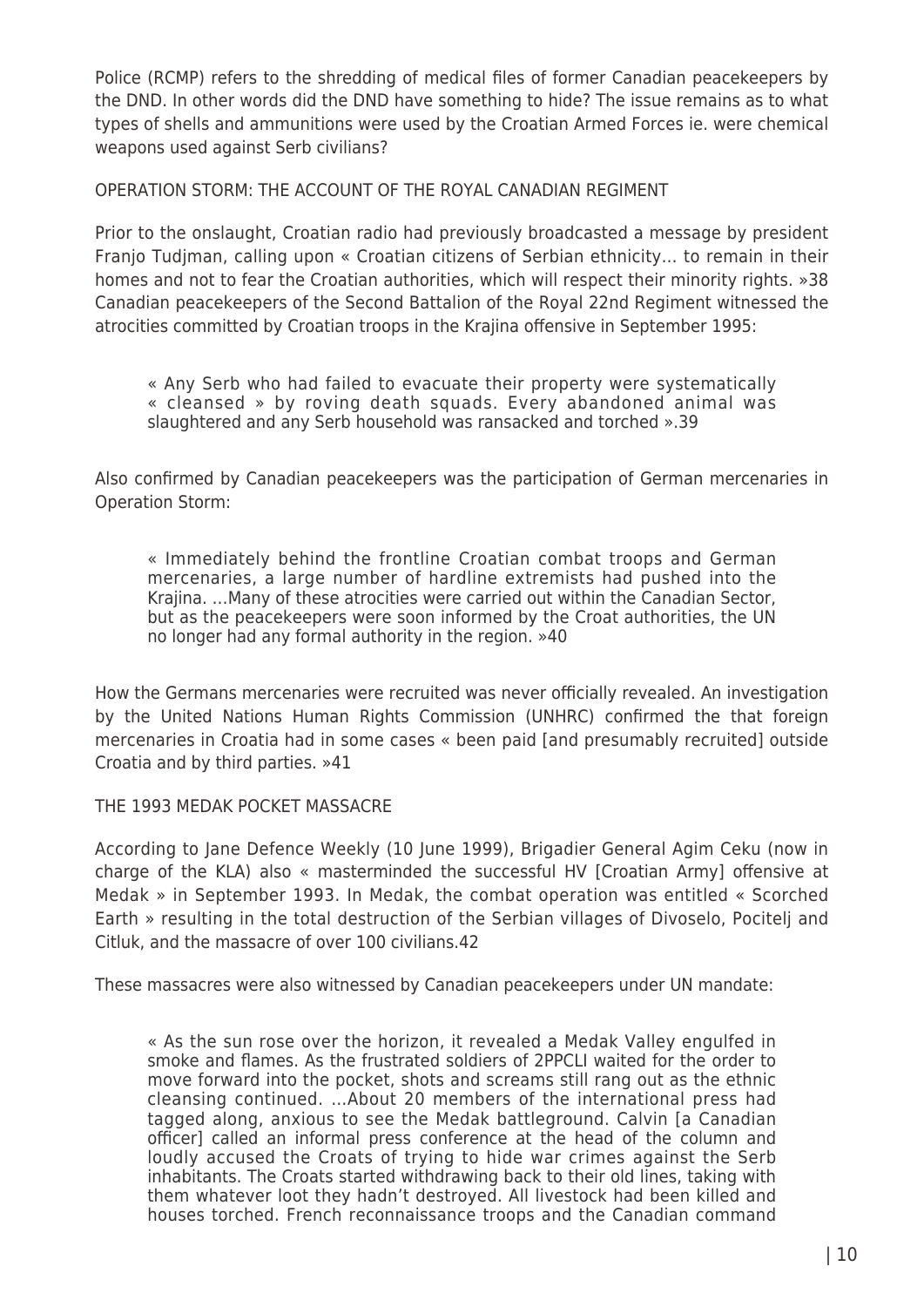Police (RCMP) refers to the shredding of medical files of former Canadian peacekeepers by the DND. In other words did the DND have something to hide? The issue remains as to what types of shells and ammunitions were used by the Croatian Armed Forces ie. were chemical weapons used against Serb civilians?

OPERATION STORM: THE ACCOUNT OF THE ROYAL CANADIAN REGIMENT

Prior to the onslaught, Croatian radio had previously broadcasted a message by president Franjo Tudjman, calling upon « Croatian citizens of Serbian ethnicity… to remain in their homes and not to fear the Croatian authorities, which will respect their minority rights. »38 Canadian peacekeepers of the Second Battalion of the Royal 22nd Regiment witnessed the atrocities committed by Croatian troops in the Krajina offensive in September 1995:

> « Any Serb who had failed to evacuate their property were systematically « cleansed » by roving death squads. Every abandoned animal was slaughtered and any Serb household was ransacked and torched ».39

Also confirmed by Canadian peacekeepers was the participation of German mercenaries in Operation Storm:

> « Immediately behind the frontline Croatian combat troops and German mercenaries, a large number of hardline extremists had pushed into the Krajina. …Many of these atrocities were carried out within the Canadian Sector, but as the peacekeepers were soon informed by the Croat authorities, the UN no longer had any formal authority in the region. »40

How the Germans mercenaries were recruited was never officially revealed. An investigation by the United Nations Human Rights Commission (UNHRC) confirmed the that foreign mercenaries in Croatia had in some cases « been paid [and presumably recruited] outside Croatia and by third parties. »41

THE 1993 MEDAK POCKET MASSACRE

According to Jane Defence Weekly (10 June 1999), Brigadier General Agim Ceku (now in charge of the KLA) also « masterminded the successful HV [Croatian Army] offensive at Medak » in September 1993. In Medak, the combat operation was entitled « Scorched Earth » resulting in the total destruction of the Serbian villages of Divoselo, Pocitelj and Citluk, and the massacre of over 100 civilians.42

These massacres were also witnessed by Canadian peacekeepers under UN mandate:

> « As the sun rose over the horizon, it revealed a Medak Valley engulfed in smoke and flames. As the frustrated soldiers of 2PPCLI waited for the order to move forward into the pocket, shots and screams still rang out as the ethnic cleansing continued. …About 20 members of the international press had tagged along, anxious to see the Medak battleground. Calvin [a Canadian officer] called an informal press conference at the head of the column and loudly accused the Croats of trying to hide war crimes against the Serb inhabitants. The Croats started withdrawing back to their old lines, taking with them whatever loot they hadn't destroyed. All livestock had been killed and houses torched. French reconnaissance troops and the Canadian command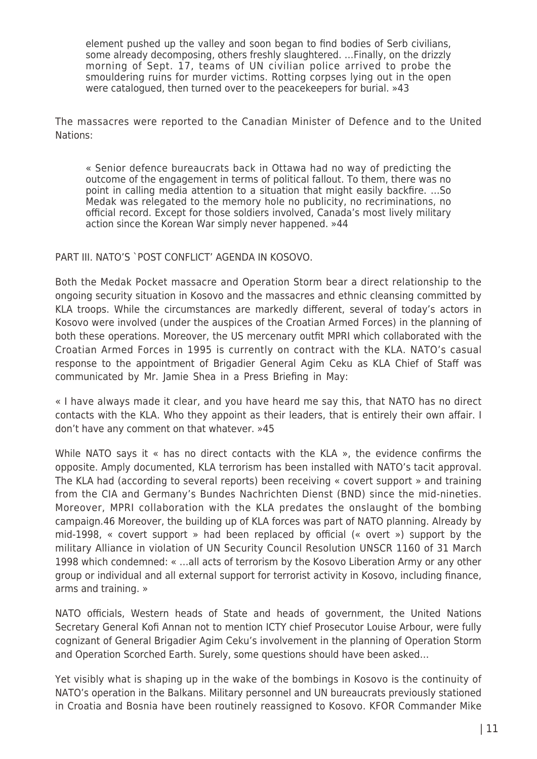> element pushed up the valley and soon began to find bodies of Serb civilians, some already decomposing, others freshly slaughtered. …Finally, on the drizzly morning of Sept. 17, teams of UN civilian police arrived to probe the smouldering ruins for murder victims. Rotting corpses lying out in the open were catalogued, then turned over to the peacekeepers for burial. »43

The massacres were reported to the Canadian Minister of Defence and to the United Nations:

> « Senior defence bureaucrats back in Ottawa had no way of predicting the outcome of the engagement in terms of political fallout. To them, there was no point in calling media attention to a situation that might easily backfire. …So Medak was relegated to the memory hole no publicity, no recriminations, no official record. Except for those soldiers involved, Canada's most lively military action since the Korean War simply never happened. »44

PART III. NATO'S `POST CONFLICT' AGENDA IN KOSOVO.

Both the Medak Pocket massacre and Operation Storm bear a direct relationship to the ongoing security situation in Kosovo and the massacres and ethnic cleansing committed by KLA troops. While the circumstances are markedly different, several of today's actors in Kosovo were involved (under the auspices of the Croatian Armed Forces) in the planning of both these operations. Moreover, the US mercenary outfit MPRI which collaborated with the Croatian Armed Forces in 1995 is currently on contract with the KLA. NATO's casual response to the appointment of Brigadier General Agim Ceku as KLA Chief of Staff was communicated by Mr. Jamie Shea in a Press Briefing in May:

« I have always made it clear, and you have heard me say this, that NATO has no direct contacts with the KLA. Who they appoint as their leaders, that is entirely their own affair. I don't have any comment on that whatever. »45

While NATO says it « has no direct contacts with the KLA », the evidence confirms the opposite. Amply documented, KLA terrorism has been installed with NATO's tacit approval. The KLA had (according to several reports) been receiving « covert support » and training from the CIA and Germany's Bundes Nachrichten Dienst (BND) since the mid-nineties. Moreover, MPRI collaboration with the KLA predates the onslaught of the bombing campaign.46 Moreover, the building up of KLA forces was part of NATO planning. Already by mid-1998, « covert support » had been replaced by official (« overt ») support by the military Alliance in violation of UN Security Council Resolution UNSCR 1160 of 31 March 1998 which condemned: « …all acts of terrorism by the Kosovo Liberation Army or any other group or individual and all external support for terrorist activity in Kosovo, including finance, arms and training. »

NATO officials, Western heads of State and heads of government, the United Nations Secretary General Kofi Annan not to mention ICTY chief Prosecutor Louise Arbour, were fully cognizant of General Brigadier Agim Ceku's involvement in the planning of Operation Storm and Operation Scorched Earth. Surely, some questions should have been asked…

Yet visibly what is shaping up in the wake of the bombings in Kosovo is the continuity of NATO's operation in the Balkans. Military personnel and UN bureaucrats previously stationed in Croatia and Bosnia have been routinely reassigned to Kosovo. KFOR Commander Mike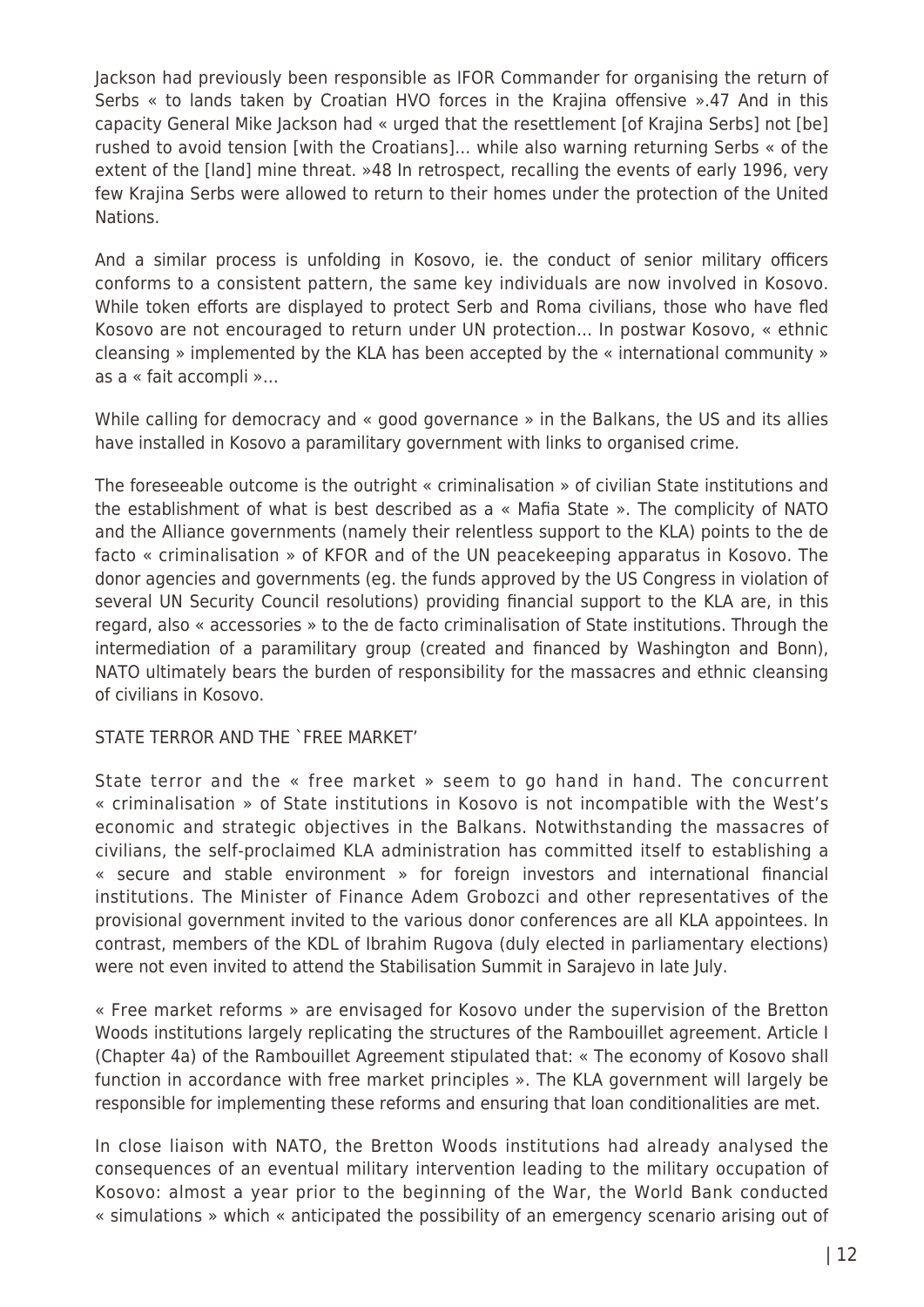Jackson had previously been responsible as IFOR Commander for organising the return of Serbs « to lands taken by Croatian HVO forces in the Krajina offensive ».47 And in this capacity General Mike Jackson had « urged that the resettlement [of Krajina Serbs] not [be] rushed to avoid tension [with the Croatians]… while also warning returning Serbs « of the extent of the [land] mine threat. »48 In retrospect, recalling the events of early 1996, very few Krajina Serbs were allowed to return to their homes under the protection of the United Nations.

And a similar process is unfolding in Kosovo, ie. the conduct of senior military officers conforms to a consistent pattern, the same key individuals are now involved in Kosovo. While token efforts are displayed to protect Serb and Roma civilians, those who have fled Kosovo are not encouraged to return under UN protection… In postwar Kosovo, « ethnic cleansing » implemented by the KLA has been accepted by the « international community » as a « fait accompli »…

While calling for democracy and « good governance » in the Balkans, the US and its allies have installed in Kosovo a paramilitary government with links to organised crime.

The foreseeable outcome is the outright « criminalisation » of civilian State institutions and the establishment of what is best described as a « Mafia State ». The complicity of NATO and the Alliance governments (namely their relentless support to the KLA) points to the de facto « criminalisation » of KFOR and of the UN peacekeeping apparatus in Kosovo. The donor agencies and governments (eg. the funds approved by the US Congress in violation of several UN Security Council resolutions) providing financial support to the KLA are, in this regard, also « accessories » to the de facto criminalisation of State institutions. Through the intermediation of a paramilitary group (created and financed by Washington and Bonn), NATO ultimately bears the burden of responsibility for the massacres and ethnic cleansing of civilians in Kosovo.

## STATE TERROR AND THE `FREE MARKET'

State terror and the « free market » seem to go hand in hand. The concurrent « criminalisation » of State institutions in Kosovo is not incompatible with the West's economic and strategic objectives in the Balkans. Notwithstanding the massacres of civilians, the self-proclaimed KLA administration has committed itself to establishing a « secure and stable environment » for foreign investors and international financial institutions. The Minister of Finance Adem Grobozci and other representatives of the provisional government invited to the various donor conferences are all KLA appointees. In contrast, members of the KDL of Ibrahim Rugova (duly elected in parliamentary elections) were not even invited to attend the Stabilisation Summit in Sarajevo in late July.

« Free market reforms » are envisaged for Kosovo under the supervision of the Bretton Woods institutions largely replicating the structures of the Rambouillet agreement. Article I (Chapter 4a) of the Rambouillet Agreement stipulated that: « The economy of Kosovo shall function in accordance with free market principles ». The KLA government will largely be responsible for implementing these reforms and ensuring that loan conditionalities are met.

In close liaison with NATO, the Bretton Woods institutions had already analysed the consequences of an eventual military intervention leading to the military occupation of Kosovo: almost a year prior to the beginning of the War, the World Bank conducted « simulations » which « anticipated the possibility of an emergency scenario arising out of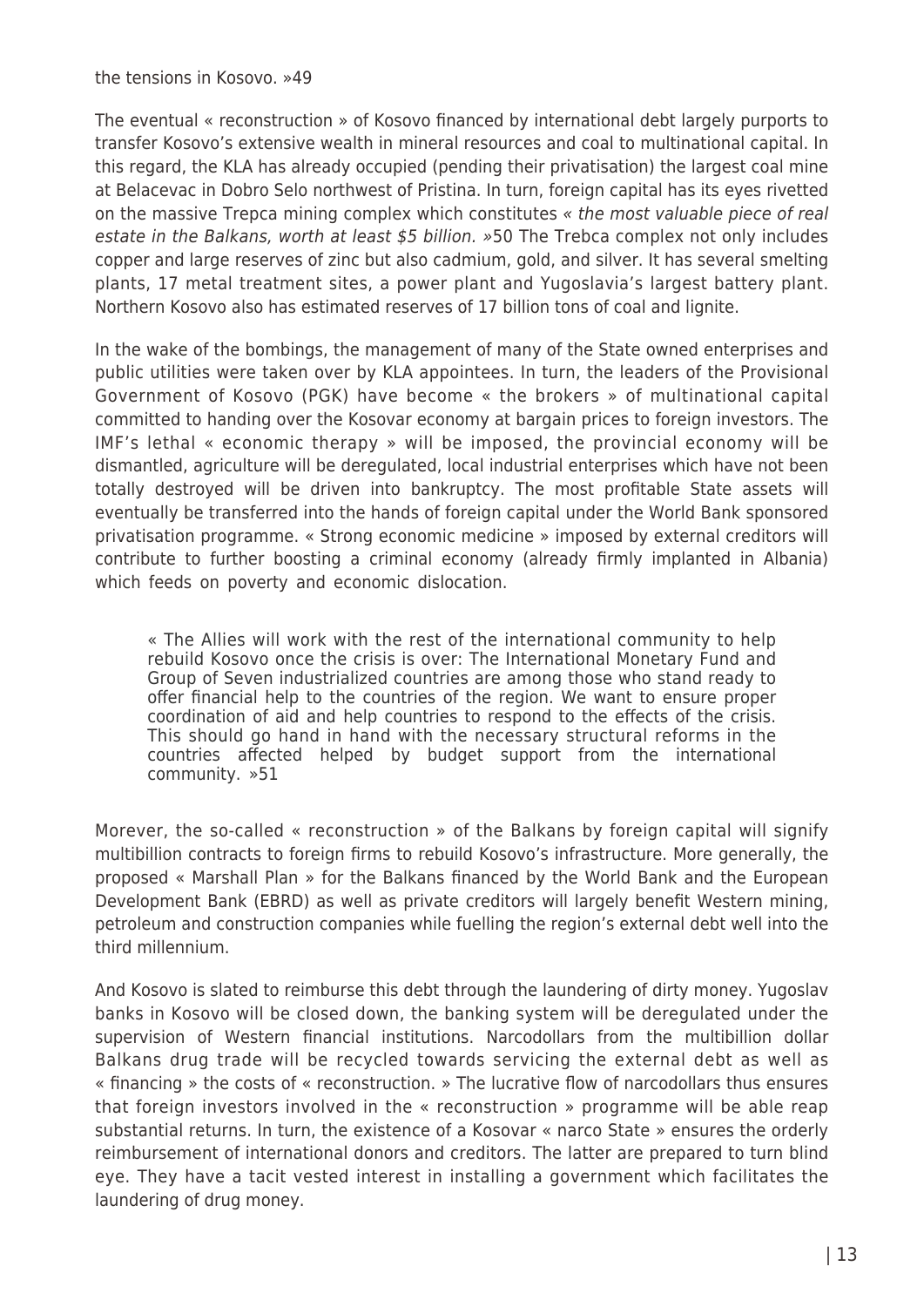the tensions in Kosovo. »49

The eventual « reconstruction » of Kosovo financed by international debt largely purports to transfer Kosovo's extensive wealth in mineral resources and coal to multinational capital. In this regard, the KLA has already occupied (pending their privatisation) the largest coal mine at Belacevac in Dobro Selo northwest of Pristina. In turn, foreign capital has its eyes rivetted on the massive Trepca mining complex which constitutes *« the most valuable piece of real estate in the Balkans, worth at least $5 billion. »*50 The Trebca complex not only includes copper and large reserves of zinc but also cadmium, gold, and silver. It has several smelting plants, 17 metal treatment sites, a power plant and Yugoslavia's largest battery plant. Northern Kosovo also has estimated reserves of 17 billion tons of coal and lignite.

In the wake of the bombings, the management of many of the State owned enterprises and public utilities were taken over by KLA appointees. In turn, the leaders of the Provisional Government of Kosovo (PGK) have become « the brokers » of multinational capital committed to handing over the Kosovar economy at bargain prices to foreign investors. The IMF's lethal « economic therapy » will be imposed, the provincial economy will be dismantled, agriculture will be deregulated, local industrial enterprises which have not been totally destroyed will be driven into bankruptcy. The most profitable State assets will eventually be transferred into the hands of foreign capital under the World Bank sponsored privatisation programme. « Strong economic medicine » imposed by external creditors will contribute to further boosting a criminal economy (already firmly implanted in Albania) which feeds on poverty and economic dislocation.

> « The Allies will work with the rest of the international community to help rebuild Kosovo once the crisis is over: The International Monetary Fund and Group of Seven industrialized countries are among those who stand ready to offer financial help to the countries of the region. We want to ensure proper coordination of aid and help countries to respond to the effects of the crisis. This should go hand in hand with the necessary structural reforms in the countries affected helped by budget support from the international community. »51

Morever, the so-called « reconstruction » of the Balkans by foreign capital will signify multibillion contracts to foreign firms to rebuild Kosovo's infrastructure. More generally, the proposed « Marshall Plan » for the Balkans financed by the World Bank and the European Development Bank (EBRD) as well as private creditors will largely benefit Western mining, petroleum and construction companies while fuelling the region's external debt well into the third millennium.

And Kosovo is slated to reimburse this debt through the laundering of dirty money. Yugoslav banks in Kosovo will be closed down, the banking system will be deregulated under the supervision of Western financial institutions. Narcodollars from the multibillion dollar Balkans drug trade will be recycled towards servicing the external debt as well as « financing » the costs of « reconstruction. » The lucrative flow of narcodollars thus ensures that foreign investors involved in the « reconstruction » programme will be able reap substantial returns. In turn, the existence of a Kosovar « narco State » ensures the orderly reimbursement of international donors and creditors. The latter are prepared to turn blind eye. They have a tacit vested interest in installing a government which facilitates the laundering of drug money.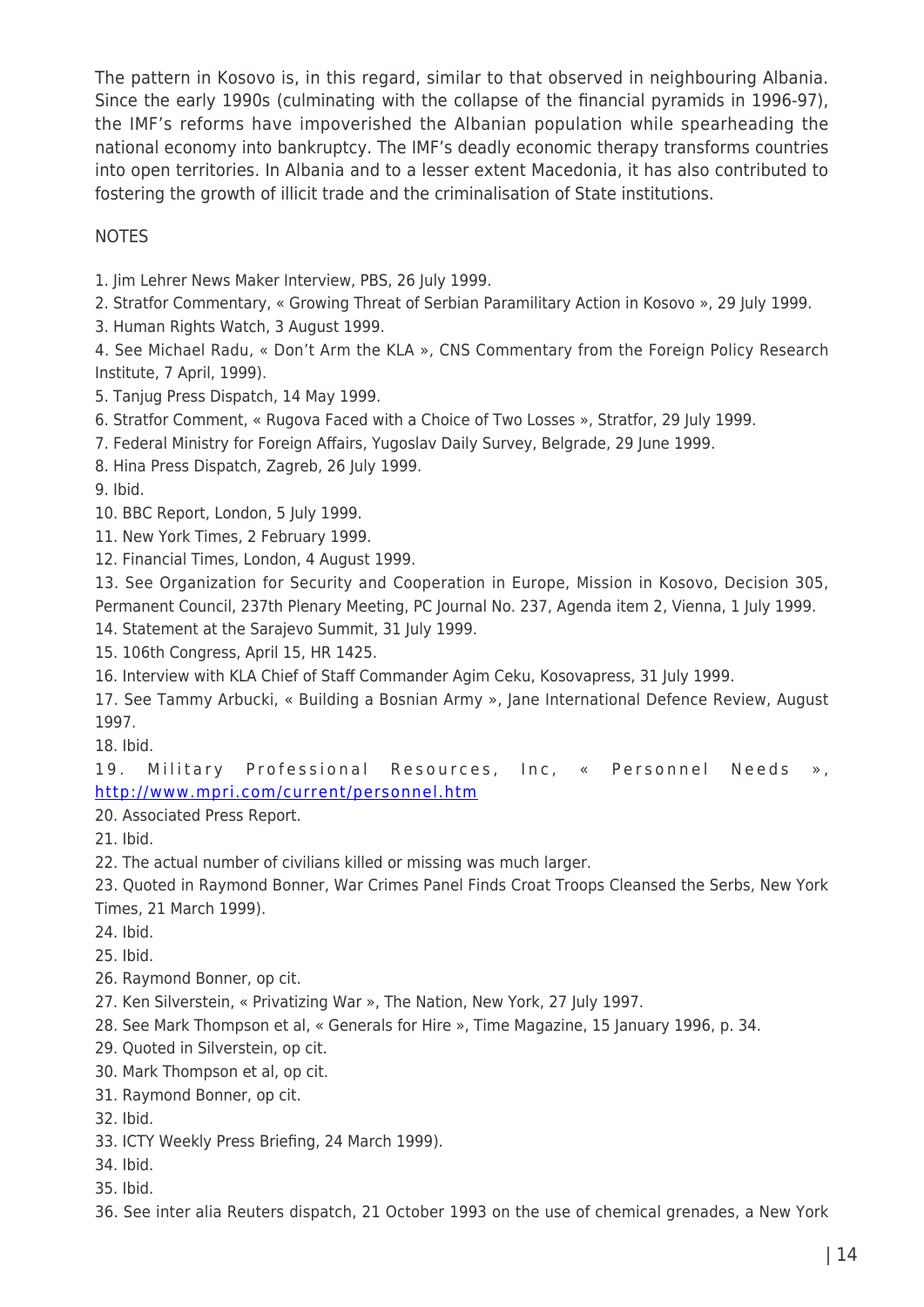The pattern in Kosovo is, in this regard, similar to that observed in neighbouring Albania. Since the early 1990s (culminating with the collapse of the financial pyramids in 1996-97), the IMF's reforms have impoverished the Albanian population while spearheading the national economy into bankruptcy. The IMF's deadly economic therapy transforms countries into open territories. In Albania and to a lesser extent Macedonia, it has also contributed to fostering the growth of illicit trade and the criminalisation of State institutions.

NOTES

1. Jim Lehrer News Maker Interview, PBS, 26 July 1999.
2. Stratfor Commentary, « Growing Threat of Serbian Paramilitary Action in Kosovo », 29 July 1999.
3. Human Rights Watch, 3 August 1999.
4. See Michael Radu, « Don't Arm the KLA », CNS Commentary from the Foreign Policy Research Institute, 7 April, 1999).
5. Tanjug Press Dispatch, 14 May 1999.
6. Stratfor Comment, « Rugova Faced with a Choice of Two Losses », Stratfor, 29 July 1999.
7. Federal Ministry for Foreign Affairs, Yugoslav Daily Survey, Belgrade, 29 June 1999.
8. Hina Press Dispatch, Zagreb, 26 July 1999.
9. Ibid.
10. BBC Report, London, 5 July 1999.
11. New York Times, 2 February 1999.
12. Financial Times, London, 4 August 1999.
13. See Organization for Security and Cooperation in Europe, Mission in Kosovo, Decision 305, Permanent Council, 237th Plenary Meeting, PC Journal No. 237, Agenda item 2, Vienna, 1 July 1999.
14. Statement at the Sarajevo Summit, 31 July 1999.
15. 106th Congress, April 15, HR 1425.
16. Interview with KLA Chief of Staff Commander Agim Ceku, Kosovapress, 31 July 1999.
17. See Tammy Arbucki, « Building a Bosnian Army », Jane International Defence Review, August 1997.
18. Ibid.
19. Military Professional Resources, Inc, « Personnel Needs », http://www.mpri.com/current/personnel.htm
20. Associated Press Report.
21. Ibid.
22. The actual number of civilians killed or missing was much larger.
23. Quoted in Raymond Bonner, War Crimes Panel Finds Croat Troops Cleansed the Serbs, New York Times, 21 March 1999).
24. Ibid.
25. Ibid.
26. Raymond Bonner, op cit.
27. Ken Silverstein, « Privatizing War », The Nation, New York, 27 July 1997.
28. See Mark Thompson et al, « Generals for Hire », Time Magazine, 15 January 1996, p. 34.
29. Quoted in Silverstein, op cit.
30. Mark Thompson et al, op cit.
31. Raymond Bonner, op cit.
32. Ibid.
33. ICTY Weekly Press Briefing, 24 March 1999).
34. Ibid.
35. Ibid.
36. See inter alia Reuters dispatch, 21 October 1993 on the use of chemical grenades, a New York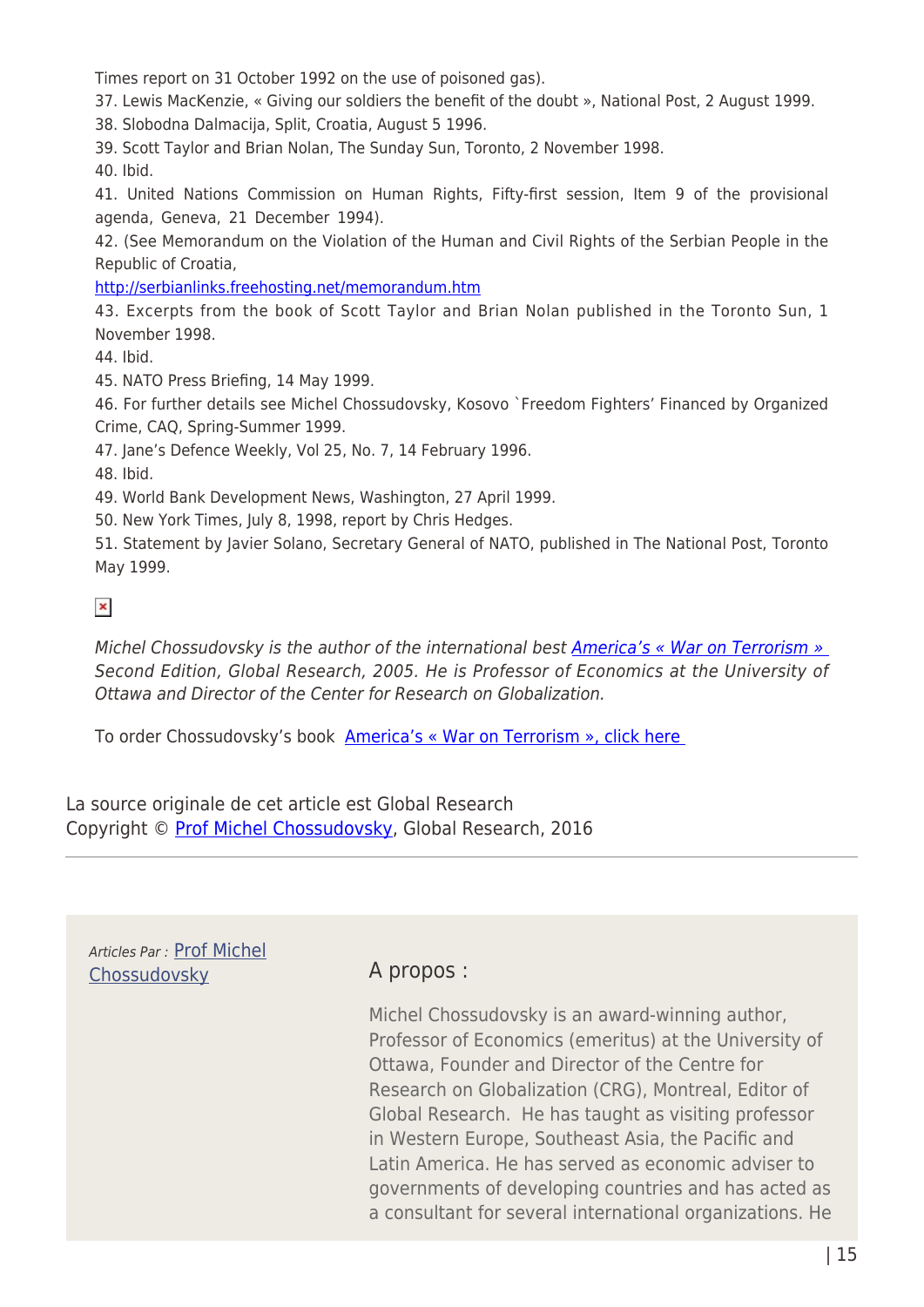Times report on 31 October 1992 on the use of poisoned gas).

37. Lewis MacKenzie, « Giving our soldiers the benefit of the doubt », National Post, 2 August 1999.
38. Slobodna Dalmacija, Split, Croatia, August 5 1996.
39. Scott Taylor and Brian Nolan, The Sunday Sun, Toronto, 2 November 1998.
40. Ibid.
41. United Nations Commission on Human Rights, Fifty-first session, Item 9 of the provisional agenda, Geneva, 21 December 1994).
42. (See Memorandum on the Violation of the Human and Civil Rights of the Serbian People in the Republic of Croatia, [http://serbianlinks.freehosting.net/memorandum.htm](http://serbianlinks.freehosting.net/memorandum.htm)
43. Excerpts from the book of Scott Taylor and Brian Nolan published in the Toronto Sun, 1 November 1998.
44. Ibid.
45. NATO Press Briefing, 14 May 1999.
46. For further details see Michel Chossudovsky, Kosovo `Freedom Fighters' Financed by Organized Crime, CAQ, Spring-Summer 1999.
47. Jane's Defence Weekly, Vol 25, No. 7, 14 February 1996.
48. Ibid.
49. World Bank Development News, Washington, 27 April 1999.
50. New York Times, July 8, 1998, report by Chris Hedges.
51. Statement by Javier Solano, Secretary General of NATO, published in The National Post, Toronto May 1999.

*Michel Chossudovsky is the author of the international best [America's « War on Terrorism »](#) Second Edition, Global Research, 2005. He is Professor of Economics at the University of Ottawa and Director of the Center for Research on Globalization.*

To order Chossudovsky's book [America's « War on Terrorism », click here](#)

La source originale de cet article est Global Research
Copyright © [Prof Michel Chossudovsky](#), Global Research, 2016

---

*Articles Par :* [Prof Michel Chossudovsky](#)

A propos :

Michel Chossudovsky is an award-winning author, Professor of Economics (emeritus) at the University of Ottawa, Founder and Director of the Centre for Research on Globalization (CRG), Montreal, Editor of Global Research. He has taught as visiting professor in Western Europe, Southeast Asia, the Pacific and Latin America. He has served as economic adviser to governments of developing countries and has acted as a consultant for several international organizations. He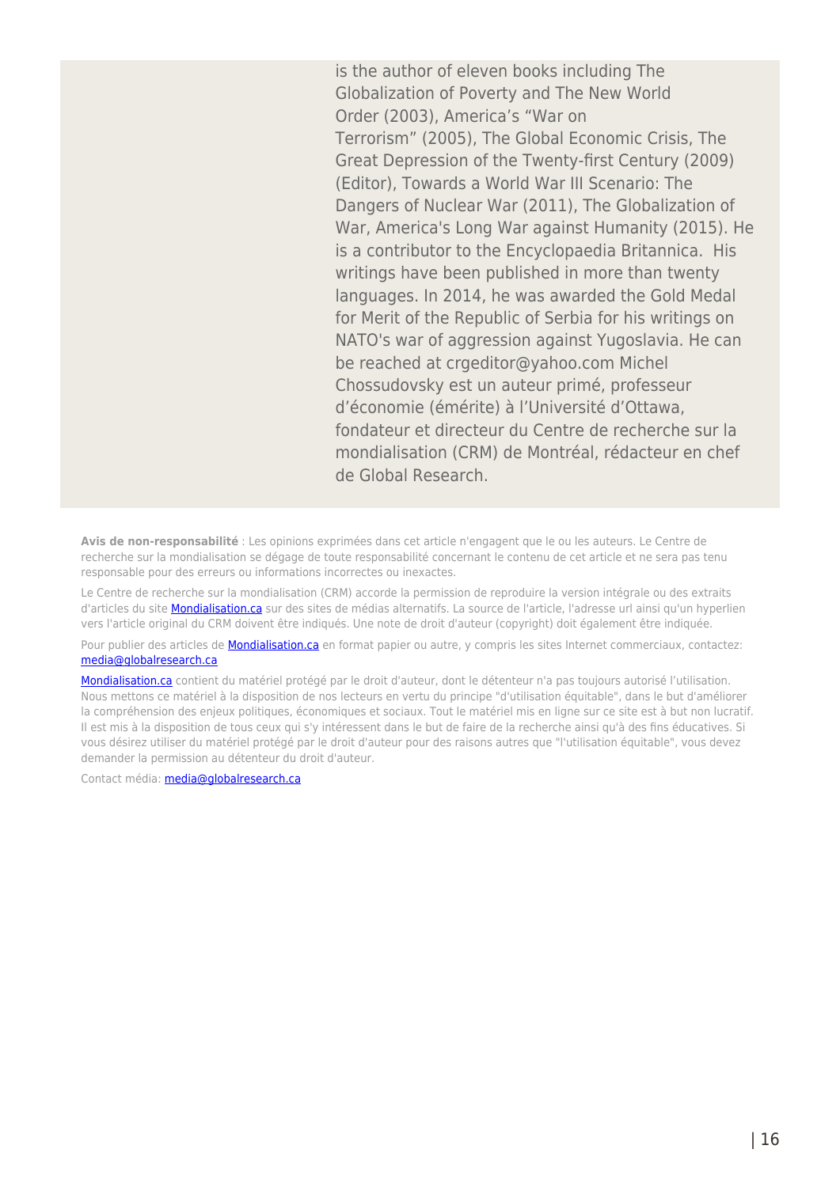is the author of eleven books including The Globalization of Poverty and The New World Order (2003), America's "War on Terrorism" (2005), The Global Economic Crisis, The Great Depression of the Twenty-first Century (2009) (Editor), Towards a World War III Scenario: The Dangers of Nuclear War (2011), The Globalization of War, America's Long War against Humanity (2015). He is a contributor to the Encyclopaedia Britannica. His writings have been published in more than twenty languages. In 2014, he was awarded the Gold Medal for Merit of the Republic of Serbia for his writings on NATO's war of aggression against Yugoslavia. He can be reached at crgeditor@yahoo.com Michel Chossudovsky est un auteur primé, professeur d'économie (émérite) à l'Université d'Ottawa, fondateur et directeur du Centre de recherche sur la mondialisation (CRM) de Montréal, rédacteur en chef de Global Research.

**Avis de non-responsabilité** : Les opinions exprimées dans cet article n'engagent que le ou les auteurs. Le Centre de recherche sur la mondialisation se dégage de toute responsabilité concernant le contenu de cet article et ne sera pas tenu responsable pour des erreurs ou informations incorrectes ou inexactes.

Le Centre de recherche sur la mondialisation (CRM) accorde la permission de reproduire la version intégrale ou des extraits d'articles du site Mondialisation.ca sur des sites de médias alternatifs. La source de l'article, l'adresse url ainsi qu'un hyperlien vers l'article original du CRM doivent être indiqués. Une note de droit d'auteur (copyright) doit également être indiquée.

Pour publier des articles de Mondialisation.ca en format papier ou autre, y compris les sites Internet commerciaux, contactez: media@globalresearch.ca

Mondialisation.ca contient du matériel protégé par le droit d'auteur, dont le détenteur n'a pas toujours autorisé l'utilisation. Nous mettons ce matériel à la disposition de nos lecteurs en vertu du principe "d'utilisation équitable", dans le but d'améliorer la compréhension des enjeux politiques, économiques et sociaux. Tout le matériel mis en ligne sur ce site est à but non lucratif. Il est mis à la disposition de tous ceux qui s'y intéressent dans le but de faire de la recherche ainsi qu'à des fins éducatives. Si vous désirez utiliser du matériel protégé par le droit d'auteur pour des raisons autres que "l'utilisation équitable", vous devez demander la permission au détenteur du droit d'auteur.

Contact média: media@globalresearch.ca